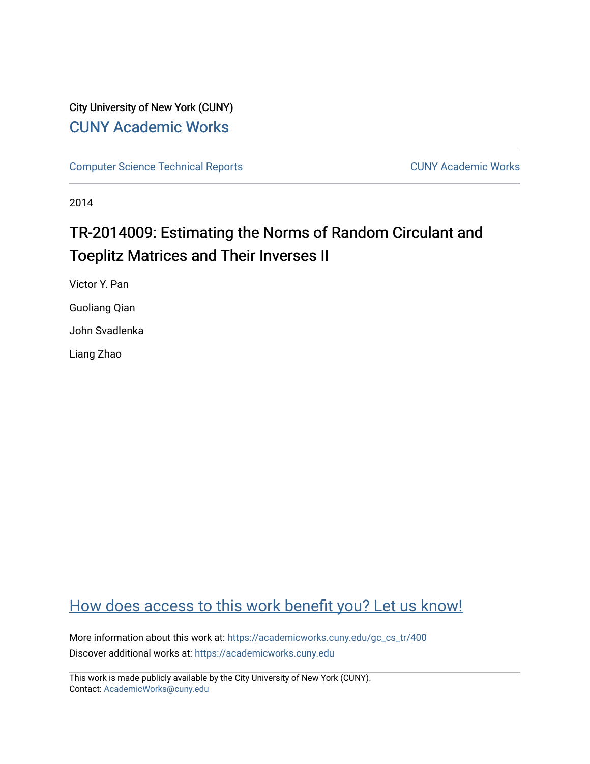City University of New York (CUNY)

[CUNY Academic Works](https://academicworks.cuny.edu)

Computer Science Technical Reports | CUNY Academic Works

2014

# TR-2014009: Estimating the Norms of Random Circulant and Toeplitz Matrices and Their Inverses II

Victor Y. Pan

Guoliang Qian

John Svadlenka

Liang Zhao

[How does access to this work benefit you? Let us know!](#)

More information about this work at: https://academicworks.cuny.edu/gc_cs_tr/400

Discover additional works at: https://academicworks.cuny.edu

This work is made publicly available by the City University of New York (CUNY).
Contact: AcademicWorks@cuny.edu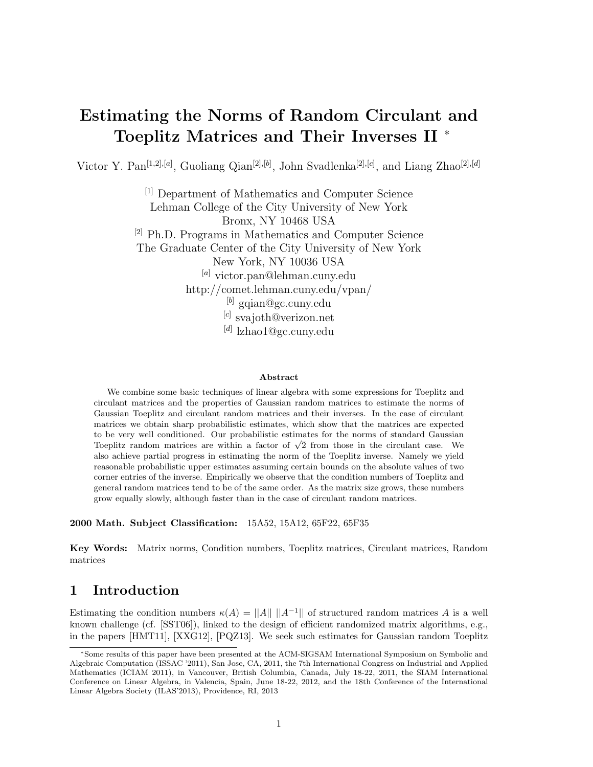# Estimating the Norms of Random Circulant and Toeplitz Matrices and Their Inverses II *

Victor Y. Pan[1,2],[a], Guoliang Qian[2],[b], John Svadlenka[2],[c], and Liang Zhao[2],[d]

[1] Department of Mathematics and Computer Science  
Lehman College of the City University of New York  
Bronx, NY 10468 USA  
[2] Ph.D. Programs in Mathematics and Computer Science  
The Graduate Center of the City University of New York  
New York, NY 10036 USA  
[a] victor.pan@lehman.cuny.edu  
http://comet.lehman.cuny.edu/vpan/  
[b] gqian@gc.cuny.edu  
[c] svajoth@verizon.net  
[d] lzhao1@gc.cuny.edu

**Abstract**

We combine some basic techniques of linear algebra with some expressions for Toeplitz and circulant matrices and the properties of Gaussian random matrices to estimate the norms of Gaussian Toeplitz and circulant random matrices and their inverses. In the case of circulant matrices we obtain sharp probabilistic estimates, which show that the matrices are expected to be very well conditioned. Our probabilistic estimates for the norms of standard Gaussian Toeplitz random matrices are within a factor of $\sqrt{2}$ from those in the circulant case. We also achieve partial progress in estimating the norm of the Toeplitz inverse. Namely we yield reasonable probabilistic upper estimates assuming certain bounds on the absolute values of two corner entries of the inverse. Empirically we observe that the condition numbers of Toeplitz and general random matrices tend to be of the same order. As the matrix size grows, these numbers grow equally slowly, although faster than in the case of circulant random matrices.

**2000 Math. Subject Classification:** 15A52, 15A12, 65F22, 65F35

**Key Words:** Matrix norms, Condition numbers, Toeplitz matrices, Circulant matrices, Random matrices

## 1 Introduction

Estimating the condition numbers $\kappa(A) = ||A||\ ||A^{-1}||$ of structured random matrices $A$ is a well known challenge (cf. [SST06]), linked to the design of efficient randomized matrix algorithms, e.g., in the papers [HMT11], [XXG12], [PQZ13]. We seek such estimates for Gaussian random Toeplitz

*Some results of this paper have been presented at the ACM-SIGSAM International Symposium on Symbolic and Algebraic Computation (ISSAC '2011), San Jose, CA, 2011, the 7th International Congress on Industrial and Applied Mathematics (ICIAM 2011), in Vancouver, British Columbia, Canada, July 18-22, 2011, the SIAM International Conference on Linear Algebra, in Valencia, Spain, June 18-22, 2012, and the 18th Conference of the International Linear Algebra Society (ILAS'2013), Providence, RI, 2013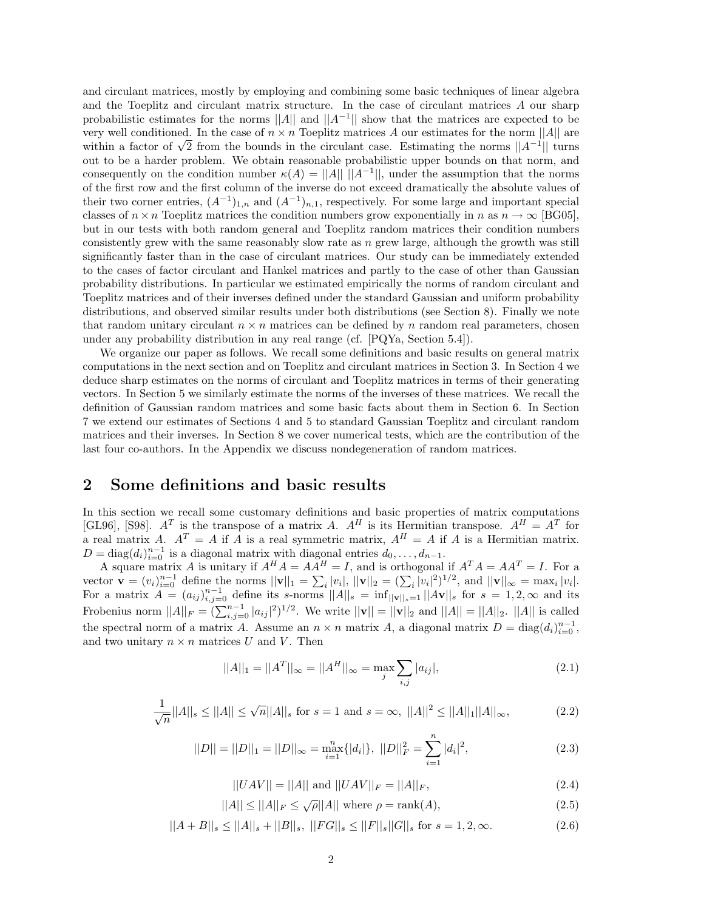and circulant matrices, mostly by employing and combining some basic techniques of linear algebra and the Toeplitz and circulant matrix structure. In the case of circulant matrices $A$ our sharp probabilistic estimates for the norms $||A||$ and $||A^{-1}||$ show that the matrices are expected to be very well conditioned. In the case of $n \times n$ Toeplitz matrices $A$ our estimates for the norm $||A||$ are within a factor of $\sqrt{2}$ from the bounds in the circulant case. Estimating the norms $||A^{-1}||$ turns out to be a harder problem. We obtain reasonable probabilistic upper bounds on that norm, and consequently on the condition number $\kappa(A) = ||A||\ ||A^{-1}||$, under the assumption that the norms of the first row and the first column of the inverse do not exceed dramatically the absolute values of their two corner entries, $(A^{-1})_{1,n}$ and $(A^{-1})_{n,1}$, respectively. For some large and important special classes of $n \times n$ Toeplitz matrices the condition numbers grow exponentially in $n$ as $n \to \infty$ [BG05], but in our tests with both random general and Toeplitz random matrices their condition numbers consistently grew with the same reasonably slow rate as $n$ grew large, although the growth was still significantly faster than in the case of circulant matrices. Our study can be immediately extended to the cases of factor circulant and Hankel matrices and partly to the case of other than Gaussian probability distributions. In particular we estimated empirically the norms of random circulant and Toeplitz matrices and of their inverses defined under the standard Gaussian and uniform probability distributions, and observed similar results under both distributions (see Section 8). Finally we note that random unitary circulant $n \times n$ matrices can be defined by $n$ random real parameters, chosen under any probability distribution in any real range (cf. [PQYa, Section 5.4]).

We organize our paper as follows. We recall some definitions and basic results on general matrix computations in the next section and on Toeplitz and circulant matrices in Section 3. In Section 4 we deduce sharp estimates on the norms of circulant and Toeplitz matrices in terms of their generating vectors. In Section 5 we similarly estimate the norms of the inverses of these matrices. We recall the definition of Gaussian random matrices and some basic facts about them in Section 6. In Section 7 we extend our estimates of Sections 4 and 5 to standard Gaussian Toeplitz and circulant random matrices and their inverses. In Section 8 we cover numerical tests, which are the contribution of the last four co-authors. In the Appendix we discuss nondegeneration of random matrices.

## 2 Some definitions and basic results

In this section we recall some customary definitions and basic properties of matrix computations [GL96], [S98]. $A^T$ is the transpose of a matrix $A$. $A^H$ is its Hermitian transpose. $A^H = A^T$ for a real matrix $A$. $A^T = A$ if $A$ is a real symmetric matrix, $A^H = A$ if $A$ is a Hermitian matrix. $D = \mathrm{diag}(d_i)_{i=0}^{n-1}$ is a diagonal matrix with diagonal entries $d_0, \dots, d_{n-1}$.

A square matrix $A$ is unitary if $A^H A = AA^H = I$, and is orthogonal if $A^T A = AA^T = I$. For a vector $\mathbf{v} = (v_i)_{i=0}^{n-1}$ define the norms $||\mathbf{v}||_1 = \sum_i |v_i|$, $||\mathbf{v}||_2 = (\sum_i |v_i|^2)^{1/2}$, and $||\mathbf{v}||_\infty = \max_i |v_i|$. For a matrix $A = (a_{ij})_{i,j=0}^{n-1}$ define its $s$-norms $||A||_s = \inf_{||\mathbf{v}||_s=1} ||A\mathbf{v}||_s$ for $s = 1, 2, \infty$ and its Frobenius norm $||A||_F = (\sum_{i,j=0}^{n-1} |a_{ij}|^2)^{1/2}$. We write $||\mathbf{v}|| = ||\mathbf{v}||_2$ and $||A|| = ||A||_2$. $||A||$ is called the spectral norm of a matrix $A$. Assume an $n \times n$ matrix $A$, a diagonal matrix $D = \mathrm{diag}(d_i)_{i=0}^{n-1}$, and two unitary $n \times n$ matrices $U$ and $V$. Then

$$||A||_1 = ||A^T||_\infty = ||A^H||_\infty = \max_j \sum_{i,j} |a_{ij}|, \tag{2.1}$$

$$\frac{1}{\sqrt{n}} ||A||_s \le ||A|| \le \sqrt{n} ||A||_s \text{ for } s = 1 \text{ and } s = \infty,\ ||A||^2 \le ||A||_1 ||A||_\infty, \tag{2.2}$$

$$||D|| = ||D||_1 = ||D||_\infty = \max_{i=1}^{n} \{|d_i|\},\ ||D||_F^2 = \sum_{i=1}^{n} |d_i|^2, \tag{2.3}$$

$$||UAV|| = ||A|| \text{ and } ||UAV||_F = ||A||_F, \tag{2.4}$$

$$||A|| \le ||A||_F \le \sqrt{\rho} ||A|| \text{ where } \rho = \mathrm{rank}(A), \tag{2.5}$$

$$||A + B||_s \le ||A||_s + ||B||_s,\ ||FG||_s \le ||F||_s ||G||_s \text{ for } s = 1, 2, \infty. \tag{2.6}$$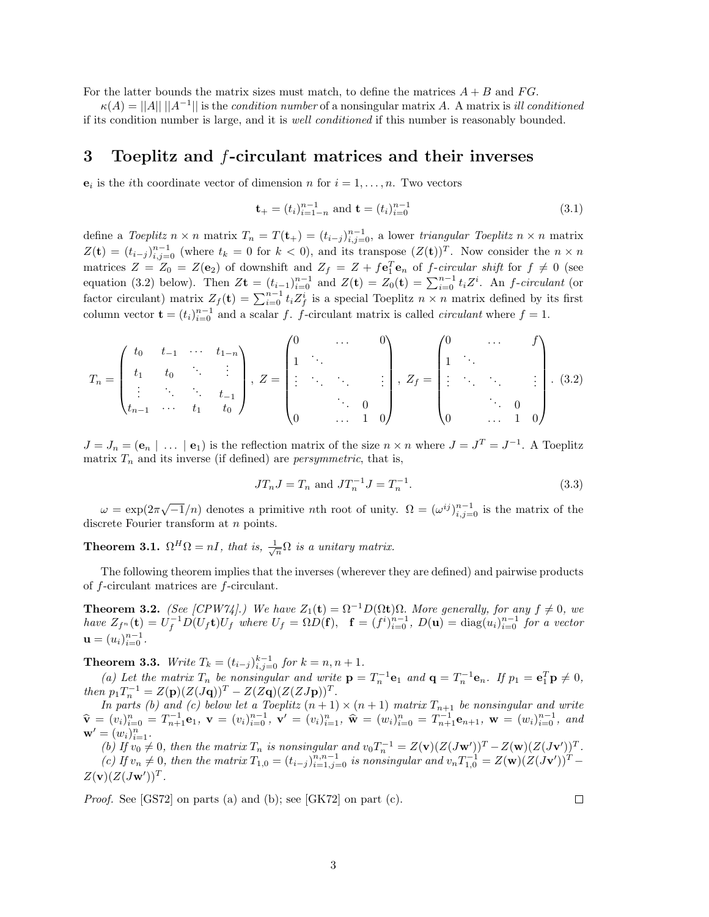For the latter bounds the matrix sizes must match, to define the matrices $A+B$ and $FG$.

$\kappa(A) = ||A|| \, ||A^{-1}||$ is the *condition number* of a nonsingular matrix $A$. A matrix is *ill conditioned* if its condition number is large, and it is *well conditioned* if this number is reasonably bounded.

# 3 Toeplitz and $f$-circulant matrices and their inverses

$\mathbf{e}_i$ is the $i$th coordinate vector of dimension $n$ for $i = 1, \ldots, n$. Two vectors

$$\mathbf{t}_+ = (t_i)_{i=1-n}^{n-1} \text{ and } \mathbf{t} = (t_i)_{i=0}^{n-1} \tag{3.1}$$

define a *Toeplitz* $n \times n$ matrix $T_n = T(\mathbf{t}_+) = (t_{i-j})_{i,j=0}^{n-1}$, a lower *triangular Toeplitz* $n \times n$ matrix $Z(\mathbf{t}) = (t_{i-j})_{i,j=0}^{n-1}$ (where $t_k = 0$ for $k < 0$), and its transpose $(Z(\mathbf{t}))^T$. Now consider the $n \times n$ matrices $Z = Z_0 = Z(\mathbf{e}_2)$ of downshift and $Z_f = Z + f\mathbf{e}_1^T\mathbf{e}_n$ of *f-circular shift* for $f \neq 0$ (see equation (3.2) below). Then $Z\mathbf{t} = (t_{i-1})_{i=0}^{n-1}$ and $Z(\mathbf{t}) = Z_0(\mathbf{t}) = \sum_{i=0}^{n-1} t_i Z^i$. An *f-circulant* (or factor circulant) matrix $Z_f(\mathbf{t}) = \sum_{i=0}^{n-1} t_i Z_f^i$ is a special Toeplitz $n \times n$ matrix defined by its first column vector $\mathbf{t} = (t_i)_{i=0}^{n-1}$ and a scalar $f$. $f$-circulant matrix is called *circulant* where $f = 1$.

$$T_n = \begin{pmatrix} t_0 & t_{-1} & \cdots & t_{1-n} \\ t_1 & t_0 & \ddots & \vdots \\ \vdots & \ddots & \ddots & t_{-1} \\ t_{n-1} & \cdots & t_1 & t_0 \end{pmatrix}, \; Z = \begin{pmatrix} 0 & & \cdots & & 0 \\ 1 & \ddots & & & \\ \vdots & \ddots & \ddots & & \vdots \\ & & \ddots & 0 & \\ 0 & & \cdots & 1 & 0 \end{pmatrix}, \; Z_f = \begin{pmatrix} 0 & & \cdots & & f \\ 1 & \ddots & & & \\ \vdots & \ddots & \ddots & & \vdots \\ & & \ddots & 0 & \\ 0 & & \cdots & 1 & 0 \end{pmatrix}. \tag{3.2}$$

$J = J_n = (\mathbf{e}_n \mid \ldots \mid \mathbf{e}_1)$ is the reflection matrix of the size $n \times n$ where $J = J^T = J^{-1}$. A Toeplitz matrix $T_n$ and its inverse (if defined) are *persymmetric*, that is,

$$JT_nJ = T_n \text{ and } JT_n^{-1}J = T_n^{-1}. \tag{3.3}$$

$\omega = \exp(2\pi\sqrt{-1}/n)$ denotes a primitive $n$th root of unity. $\Omega = (\omega^{ij})_{i,j=0}^{n-1}$ is the matrix of the discrete Fourier transform at $n$ points.

**Theorem 3.1.** *$\Omega^H\Omega = nI$, that is, $\frac{1}{\sqrt{n}}\Omega$ is a unitary matrix.*

The following theorem implies that the inverses (wherever they are defined) and pairwise products of $f$-circulant matrices are $f$-circulant.

**Theorem 3.2.** *(See [CPW74].) We have $Z_1(\mathbf{t}) = \Omega^{-1}D(\Omega\mathbf{t})\Omega$. More generally, for any $f \neq 0$, we have $Z_{f^n}(\mathbf{t}) = U_f^{-1}D(U_f\mathbf{t})U_f$ where $U_f = \Omega D(\mathbf{f})$, $\mathbf{f} = (f^i)_{i=0}^{n-1}$, $D(\mathbf{u}) = \operatorname{diag}(u_i)_{i=0}^{n-1}$ for a vector $\mathbf{u} = (u_i)_{i=0}^{n-1}$.*

**Theorem 3.3.** *Write $T_k = (t_{i-j})_{i,j=0}^{k-1}$ for $k = n, n+1$.*

*(a) Let the matrix $T_n$ be nonsingular and write $\mathbf{p} = T_n^{-1}\mathbf{e}_1$ and $\mathbf{q} = T_n^{-1}\mathbf{e}_n$. If $p_1 = \mathbf{e}_1^T\mathbf{p} \neq 0$, then $p_1T_n^{-1} = Z(\mathbf{p})(Z(J\mathbf{q}))^T - Z(Z\mathbf{q})(Z(ZJ\mathbf{p}))^T$.*

*In parts (b) and (c) below let a Toeplitz $(n+1) \times (n+1)$ matrix $T_{n+1}$ be nonsingular and write $\widehat{\mathbf{v}} = (v_i)_{i=0}^{n} = T_{n+1}^{-1}\mathbf{e}_1$, $\mathbf{v} = (v_i)_{i=0}^{n-1}$, $\mathbf{v}' = (v_i)_{i=1}^{n}$, $\widehat{\mathbf{w}} = (w_i)_{i=0}^{n} = T_{n+1}^{-1}\mathbf{e}_{n+1}$, $\mathbf{w} = (w_i)_{i=0}^{n-1}$, and $\mathbf{w}' = (w_i)_{i=1}^{n}$.*

*(b) If $v_0 \neq 0$, then the matrix $T_n$ is nonsingular and $v_0T_n^{-1} = Z(\mathbf{v})(Z(J\mathbf{w}'))^T - Z(\mathbf{w})(Z(J\mathbf{v}'))^T$.*

*(c) If $v_n \neq 0$, then the matrix $T_{1,0} = (t_{i-j})_{i=1,j=0}^{n,n-1}$ is nonsingular and $v_nT_{1,0}^{-1} = Z(\mathbf{w})(Z(J\mathbf{v}'))^T - Z(\mathbf{v})(Z(J\mathbf{w}'))^T$.*

*Proof.* See [GS72] on parts (a) and (b); see [GK72] on part (c). ∎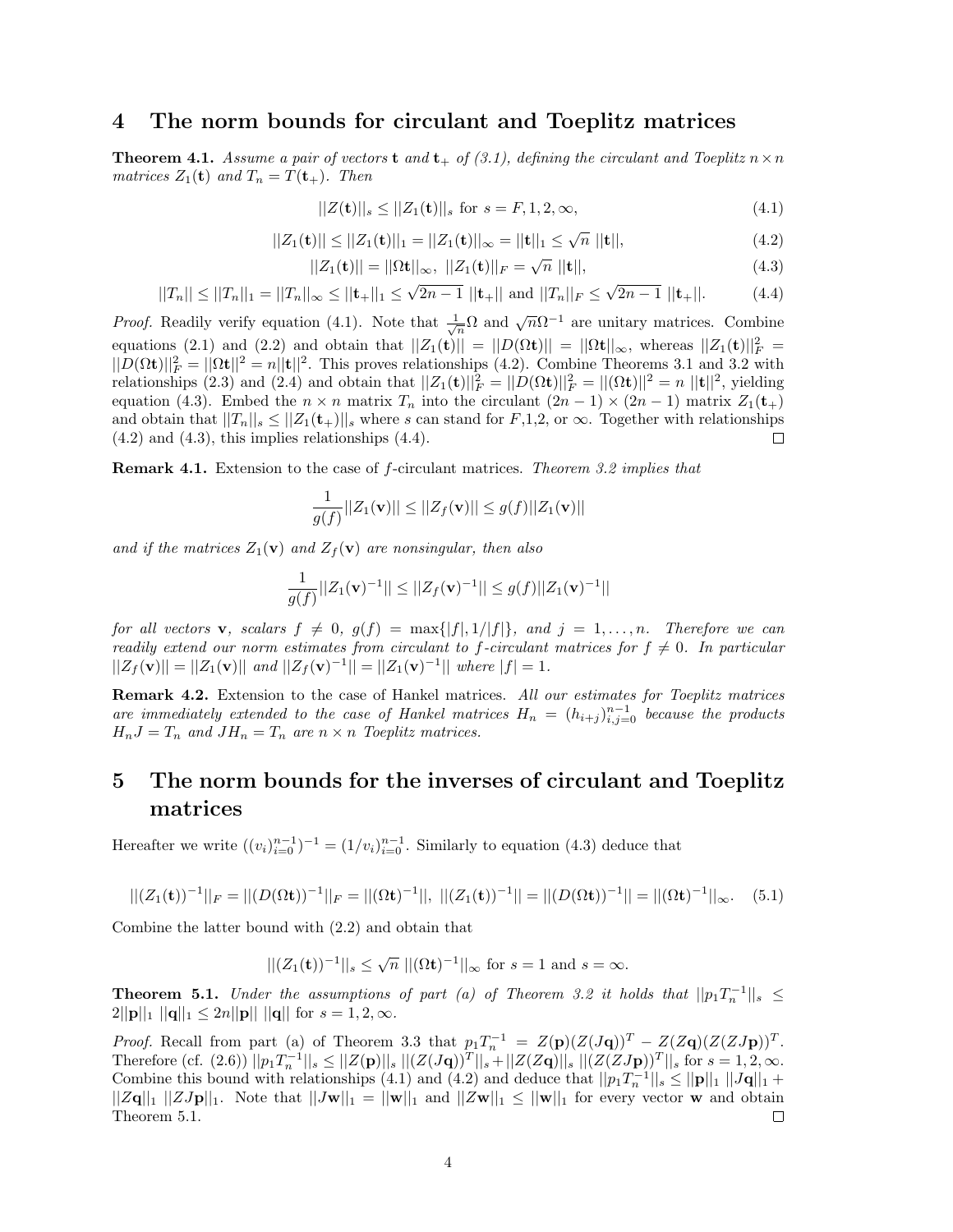# 4 The norm bounds for circulant and Toeplitz matrices

**Theorem 4.1.** *Assume a pair of vectors* $\mathbf{t}$ *and* $\mathbf{t}_+$ *of (3.1), defining the circulant and Toeplitz* $n \times n$ *matrices* $Z_1(\mathbf{t})$ *and* $T_n = T(\mathbf{t}_+)$*. Then*

$$||Z(\mathbf{t})||_s \leq ||Z_1(\mathbf{t})||_s \text{ for } s = F, 1, 2, \infty, \tag{4.1}$$

$$||Z_1(\mathbf{t})|| \leq ||Z_1(\mathbf{t})||_1 = ||Z_1(\mathbf{t})||_\infty = ||\mathbf{t}||_1 \leq \sqrt{n}\ ||\mathbf{t}||, \tag{4.2}$$

$$||Z_1(\mathbf{t})|| = ||\Omega \mathbf{t}||_\infty,\ ||Z_1(\mathbf{t})||_F = \sqrt{n}\ ||\mathbf{t}||, \tag{4.3}$$

$$||T_n|| \leq ||T_n||_1 = ||T_n||_\infty \leq ||\mathbf{t}_+||_1 \leq \sqrt{2n-1}\ ||\mathbf{t}_+|| \text{ and } ||T_n||_F \leq \sqrt{2n-1}\ ||\mathbf{t}_+||. \tag{4.4}$$

*Proof.* Readily verify equation (4.1). Note that $\frac{1}{\sqrt{n}}\Omega$ and $\sqrt{n}\Omega^{-1}$ are unitary matrices. Combine equations (2.1) and (2.2) and obtain that $||Z_1(\mathbf{t})|| = ||D(\Omega\mathbf{t})|| = ||\Omega\mathbf{t}||_\infty$, whereas $||Z_1(\mathbf{t})||_F^2 = ||D(\Omega\mathbf{t})||_F^2 = ||\Omega\mathbf{t}||^2 = n||\mathbf{t}||^2$. This proves relationships (4.2). Combine Theorems 3.1 and 3.2 with relationships (2.3) and (2.4) and obtain that $||Z_1(\mathbf{t})||_F^2 = ||D(\Omega\mathbf{t})||_F^2 = ||(\Omega\mathbf{t})||^2 = n\ ||\mathbf{t}||^2$, yielding equation (4.3). Embed the $n \times n$ matrix $T_n$ into the circulant $(2n-1)\times(2n-1)$ matrix $Z_1(\mathbf{t}_+)$ and obtain that $||T_n||_s \leq ||Z_1(\mathbf{t}_+)||_s$ where $s$ can stand for $F$,1,2, or $\infty$. Together with relationships (4.2) and (4.3), this implies relationships (4.4). $\square$

**Remark 4.1.** Extension to the case of $f$-circulant matrices. *Theorem 3.2 implies that*

$$\frac{1}{g(f)}||Z_1(\mathbf{v})|| \leq ||Z_f(\mathbf{v})|| \leq g(f)||Z_1(\mathbf{v})||$$

*and if the matrices* $Z_1(\mathbf{v})$ *and* $Z_f(\mathbf{v})$ *are nonsingular, then also*

$$\frac{1}{g(f)}||Z_1(\mathbf{v})^{-1}|| \leq ||Z_f(\mathbf{v})^{-1}|| \leq g(f)||Z_1(\mathbf{v})^{-1}||$$

*for all vectors* $\mathbf{v}$*, scalars* $f \neq 0$*,* $g(f) = \max\{|f|, 1/|f|\}$*, and* $j = 1, \ldots, n$*. Therefore we can readily extend our norm estimates from circulant to* $f$*-circulant matrices for* $f \neq 0$*. In particular* $||Z_f(\mathbf{v})|| = ||Z_1(\mathbf{v})||$ *and* $||Z_f(\mathbf{v})^{-1}|| = ||Z_1(\mathbf{v})^{-1}||$ *where* $|f| = 1$*.*

**Remark 4.2.** Extension to the case of Hankel matrices. *All our estimates for Toeplitz matrices are immediately extended to the case of Hankel matrices* $H_n = (h_{i+j})_{i,j=0}^{n-1}$ *because the products* $H_nJ = T_n$ *and* $JH_n = T_n$ *are* $n \times n$ *Toeplitz matrices.*

# 5 The norm bounds for the inverses of circulant and Toeplitz matrices

Hereafter we write $((v_i)_{i=0}^{n-1})^{-1} = (1/v_i)_{i=0}^{n-1}$. Similarly to equation (4.3) deduce that

$$||(Z_1(\mathbf{t}))^{-1}||_F = ||(D(\Omega\mathbf{t}))^{-1}||_F = ||(\Omega\mathbf{t})^{-1}||,\ ||(Z_1(\mathbf{t}))^{-1}|| = ||(D(\Omega\mathbf{t}))^{-1}|| = ||(\Omega\mathbf{t})^{-1}||_\infty. \tag{5.1}$$

Combine the latter bound with (2.2) and obtain that

$$||(Z_1(\mathbf{t}))^{-1}||_s \leq \sqrt{n}\ ||(\Omega\mathbf{t})^{-1}||_\infty \text{ for } s = 1 \text{ and } s = \infty.$$

**Theorem 5.1.** *Under the assumptions of part (a) of Theorem 3.2 it holds that* $||p_1T_n^{-1}||_s \leq 2||\mathbf{p}||_1\ ||\mathbf{q}||_1 \leq 2n||\mathbf{p}||\ ||\mathbf{q}||$ *for* $s = 1, 2, \infty$*.*

*Proof.* Recall from part (a) of Theorem 3.3 that $p_1T_n^{-1} = Z(\mathbf{p})(Z(J\mathbf{q}))^T - Z(Z\mathbf{q})(Z(ZJ\mathbf{p}))^T$. Therefore (cf. (2.6)) $||p_1T_n^{-1}||_s \leq ||Z(\mathbf{p})||_s\ ||(Z(J\mathbf{q}))^T||_s + ||Z(Z\mathbf{q})||_s\ ||(Z(ZJ\mathbf{p}))^T||_s$ for $s = 1, 2, \infty$. Combine this bound with relationships (4.1) and (4.2) and deduce that $||p_1T_n^{-1}||_s \leq ||\mathbf{p}||_1\ ||J\mathbf{q}||_1 + ||Z\mathbf{q}||_1\ ||ZJ\mathbf{p}||_1$. Note that $||J\mathbf{w}||_1 = ||\mathbf{w}||_1$ and $||Z\mathbf{w}||_1 \leq ||\mathbf{w}||_1$ for every vector $\mathbf{w}$ and obtain Theorem 5.1. $\square$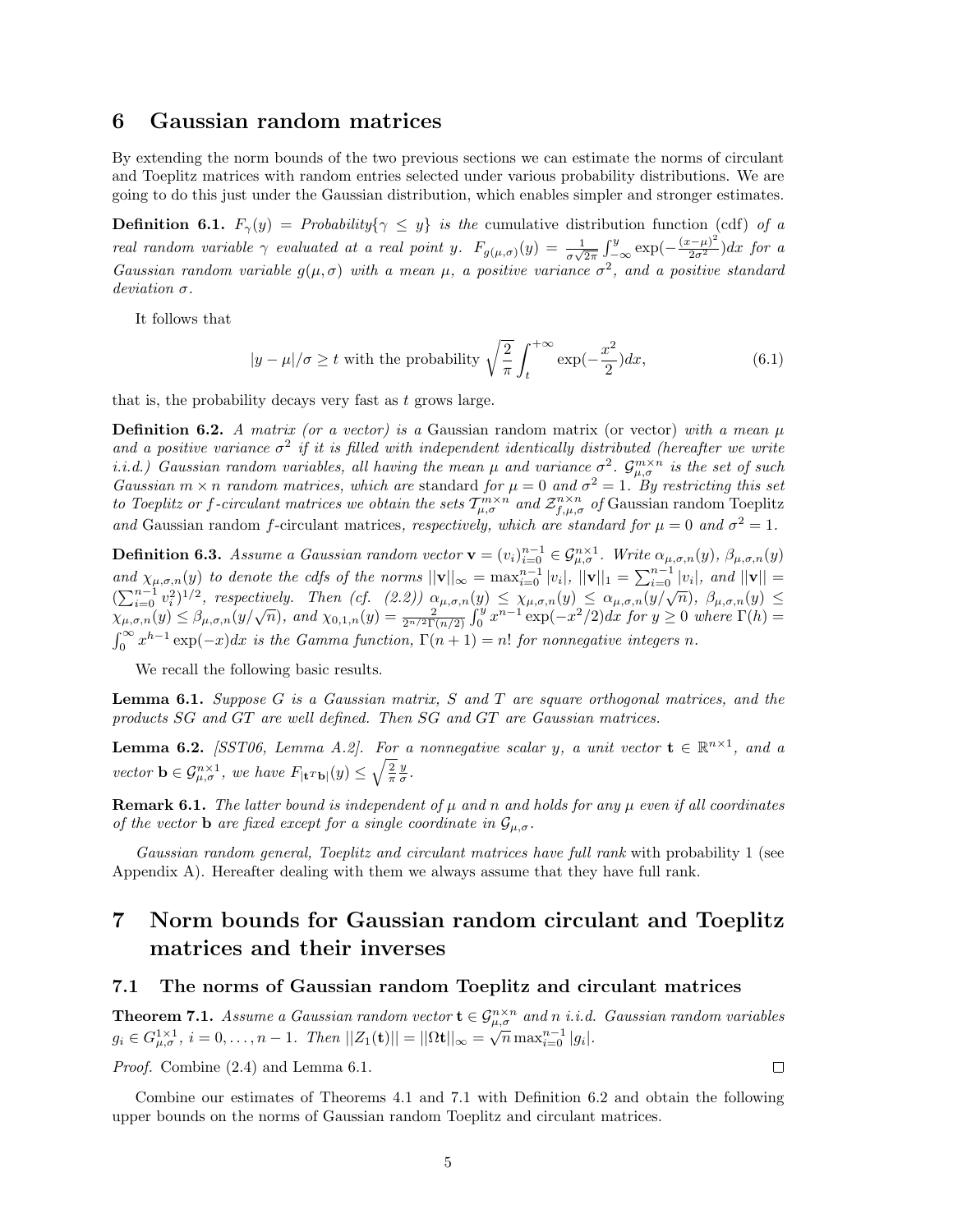## 6 Gaussian random matrices

By extending the norm bounds of the two previous sections we can estimate the norms of circulant and Toeplitz matrices with random entries selected under various probability distributions. We are going to do this just under the Gaussian distribution, which enables simpler and stronger estimates.

**Definition 6.1.** *$F_\gamma(y) = Probability\{\gamma \leq y\}$ is the* cumulative distribution function (cdf) *of a real random variable $\gamma$ evaluated at a real point $y$. $F_{g(\mu,\sigma)}(y) = \frac{1}{\sigma\sqrt{2\pi}}\int_{-\infty}^{y}\exp(-\frac{(x-\mu)^2}{2\sigma^2})dx$ for a Gaussian random variable $g(\mu,\sigma)$ with a mean $\mu$, a positive variance $\sigma^2$, and a positive standard deviation $\sigma$.*

It follows that

$$|y-\mu|/\sigma \geq t \text{ with the probability } \sqrt{\frac{2}{\pi}}\int_{t}^{+\infty}\exp(-\frac{x^2}{2})dx, \tag{6.1}$$

that is, the probability decays very fast as $t$ grows large.

**Definition 6.2.** *A matrix (or a vector) is a* Gaussian random matrix (or vector) *with a mean $\mu$ and a positive variance $\sigma^2$ if it is filled with independent identically distributed (hereafter we write i.i.d.) Gaussian random variables, all having the mean $\mu$ and variance $\sigma^2$. $\mathcal{G}_{\mu,\sigma}^{m\times n}$ is the set of such Gaussian $m \times n$ random matrices, which are* standard *for $\mu = 0$ and $\sigma^2 = 1$. By restricting this set to Toeplitz or $f$-circulant matrices we obtain the sets $\mathcal{T}_{\mu,\sigma}^{m\times n}$ and $\mathcal{Z}_{f,\mu,\sigma}^{n\times n}$ of* Gaussian random Toeplitz *and* Gaussian random $f$-circulant matrices*, respectively, which are standard for $\mu = 0$ and $\sigma^2 = 1$.*

**Definition 6.3.** *Assume a Gaussian random vector $\mathbf{v} = (v_i)_{i=0}^{n-1} \in \mathcal{G}_{\mu,\sigma}^{n\times 1}$. Write $\alpha_{\mu,\sigma,n}(y)$, $\beta_{\mu,\sigma,n}(y)$ and $\chi_{\mu,\sigma,n}(y)$ to denote the cdfs of the norms $||\mathbf{v}||_\infty = \max_{i=0}^{n-1}|v_i|$, $||\mathbf{v}||_1 = \sum_{i=0}^{n-1}|v_i|$, and $||\mathbf{v}|| = (\sum_{i=0}^{n-1}v_i^2)^{1/2}$, respectively. Then (cf. (2.2)) $\alpha_{\mu,\sigma,n}(y) \leq \chi_{\mu,\sigma,n}(y) \leq \alpha_{\mu,\sigma,n}(y/\sqrt{n})$, $\beta_{\mu,\sigma,n}(y) \leq \chi_{\mu,\sigma,n}(y) \leq \beta_{\mu,\sigma,n}(y/\sqrt{n})$, and $\chi_{0,1,n}(y) = \frac{2}{2^{n/2}\Gamma(n/2)}\int_0^y x^{n-1}\exp(-x^2/2)dx$ for $y \geq 0$ where $\Gamma(h) = \int_0^\infty x^{h-1}\exp(-x)dx$ is the Gamma function, $\Gamma(n+1) = n!$ for nonnegative integers $n$.*

We recall the following basic results.

**Lemma 6.1.** *Suppose $G$ is a Gaussian matrix, $S$ and $T$ are square orthogonal matrices, and the products $SG$ and $GT$ are well defined. Then $SG$ and $GT$ are Gaussian matrices.*

**Lemma 6.2.** *[SST06, Lemma A.2]. For a nonnegative scalar $y$, a unit vector $\mathbf{t} \in \mathbb{R}^{n\times 1}$, and a vector $\mathbf{b} \in \mathcal{G}_{\mu,\sigma}^{n\times 1}$, we have $F_{|\mathbf{t}^T\mathbf{b}|}(y) \leq \sqrt{\frac{2}{\pi}}\frac{y}{\sigma}$.*

**Remark 6.1.** *The latter bound is independent of $\mu$ and $n$ and holds for any $\mu$ even if all coordinates of the vector $\mathbf{b}$ are fixed except for a single coordinate in $\mathcal{G}_{\mu,\sigma}$.*

*Gaussian random general, Toeplitz and circulant matrices have full rank* with probability 1 (see Appendix A). Hereafter dealing with them we always assume that they have full rank.

## 7 Norm bounds for Gaussian random circulant and Toeplitz matrices and their inverses

### 7.1 The norms of Gaussian random Toeplitz and circulant matrices

**Theorem 7.1.** *Assume a Gaussian random vector $\mathbf{t} \in \mathcal{G}_{\mu,\sigma}^{n\times n}$ and $n$ i.i.d. Gaussian random variables $g_i \in G_{\mu,\sigma}^{1\times 1}$, $i = 0,\ldots,n-1$. Then $||Z_1(\mathbf{t})|| = ||\Omega\mathbf{t}||_\infty = \sqrt{n}\max_{i=0}^{n-1}|g_i|$.*

*Proof.* Combine (2.4) and Lemma 6.1. □

Combine our estimates of Theorems 4.1 and 7.1 with Definition 6.2 and obtain the following upper bounds on the norms of Gaussian random Toeplitz and circulant matrices.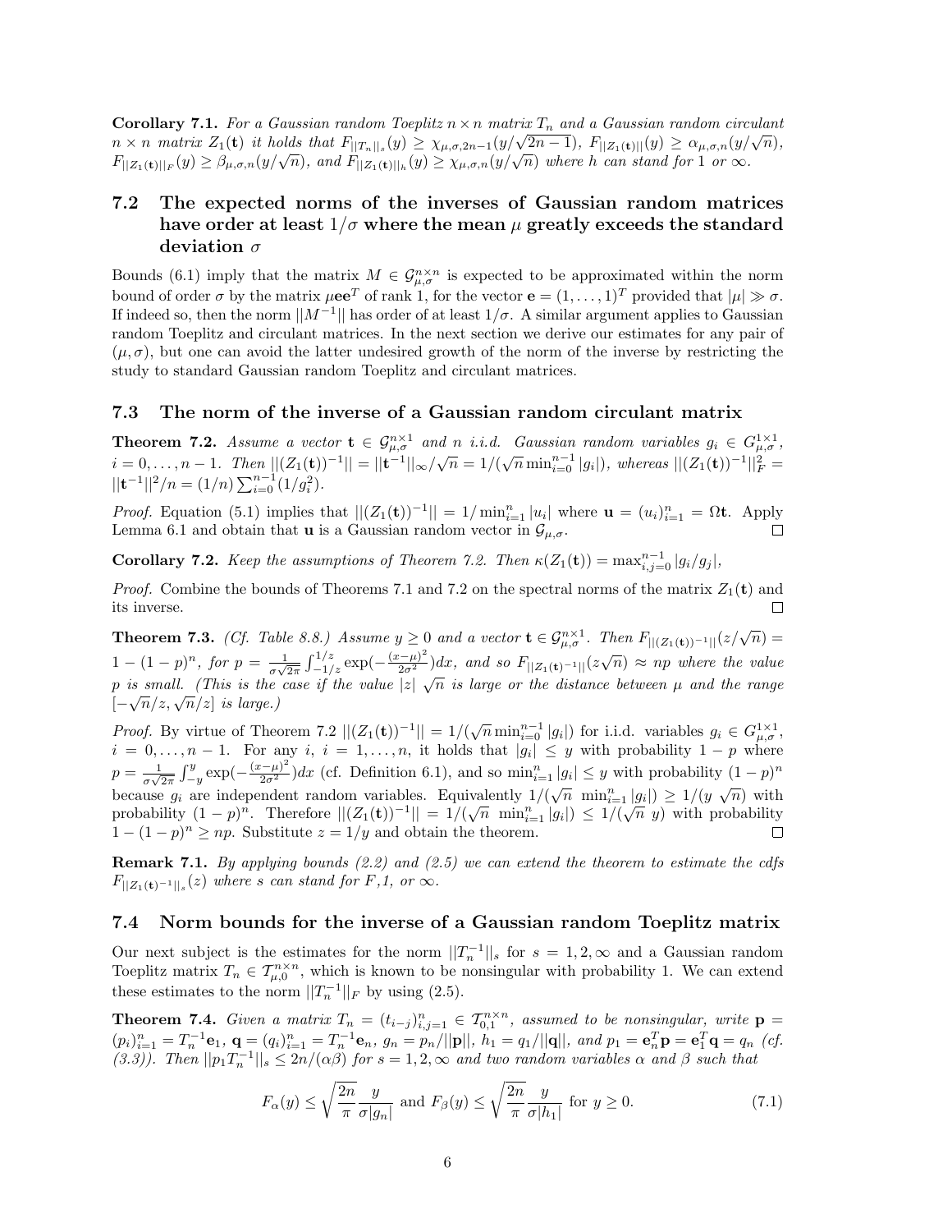**Corollary 7.1.** *For a Gaussian random Toeplitz $n \times n$ matrix $T_n$ and a Gaussian random circulant $n \times n$ matrix $Z_1(\mathbf{t})$ it holds that $F_{||T_n||_s}(y) \geq \chi_{\mu,\sigma,2n-1}(y/\sqrt{2n-1})$, $F_{||Z_1(\mathbf{t})||}(y) \geq \alpha_{\mu,\sigma,n}(y/\sqrt{n})$, $F_{||Z_1(\mathbf{t})||_F}(y) \geq \beta_{\mu,\sigma,n}(y/\sqrt{n})$, and $F_{||Z_1(\mathbf{t})||_h}(y) \geq \chi_{\mu,\sigma,n}(y/\sqrt{n})$ where $h$ can stand for 1 or $\infty$.*

## 7.2 The expected norms of the inverses of Gaussian random matrices have order at least $1/\sigma$ where the mean $\mu$ greatly exceeds the standard deviation $\sigma$

Bounds (6.1) imply that the matrix $M \in \mathcal{G}_{\mu,\sigma}^{n\times n}$ is expected to be approximated within the norm bound of order $\sigma$ by the matrix $\mu\mathbf{e}\mathbf{e}^T$ of rank 1, for the vector $\mathbf{e} = (1,\dots,1)^T$ provided that $|\mu| \gg \sigma$. If indeed so, then the norm $||M^{-1}||$ has order of at least $1/\sigma$. A similar argument applies to Gaussian random Toeplitz and circulant matrices. In the next section we derive our estimates for any pair of $(\mu,\sigma)$, but one can avoid the latter undesired growth of the norm of the inverse by restricting the study to standard Gaussian random Toeplitz and circulant matrices.

## 7.3 The norm of the inverse of a Gaussian random circulant matrix

**Theorem 7.2.** *Assume a vector $\mathbf{t} \in \mathcal{G}_{\mu,\sigma}^{n\times 1}$ and $n$ i.i.d. Gaussian random variables $g_i \in G_{\mu,\sigma}^{1\times 1}$, $i = 0,\dots,n-1$. Then $||(Z_1(\mathbf{t}))^{-1}|| = ||\mathbf{t}^{-1}||_\infty/\sqrt{n} = 1/(\sqrt{n}\min_{i=0}^{n-1}|g_i|)$, whereas $||(Z_1(\mathbf{t}))^{-1}||_F^2 = ||\mathbf{t}^{-1}||^2/n = (1/n)\sum_{i=0}^{n-1}(1/g_i^2)$.*

*Proof.* Equation (5.1) implies that $||(Z_1(\mathbf{t}))^{-1}|| = 1/\min_{i=1}^n |u_i|$ where $\mathbf{u} = (u_i)_{i=1}^n = \Omega\mathbf{t}$. Apply Lemma 6.1 and obtain that $\mathbf{u}$ is a Gaussian random vector in $\mathcal{G}_{\mu,\sigma}$. □

**Corollary 7.2.** *Keep the assumptions of Theorem 7.2. Then $\kappa(Z_1(\mathbf{t})) = \max_{i,j=0}^{n-1}|g_i/g_j|$,*

*Proof.* Combine the bounds of Theorems 7.1 and 7.2 on the spectral norms of the matrix $Z_1(\mathbf{t})$ and its inverse. □

**Theorem 7.3.** *(Cf. Table 8.8.) Assume $y \geq 0$ and a vector $\mathbf{t} \in \mathcal{G}_{\mu,\sigma}^{n\times 1}$. Then $F_{||(Z_1(\mathbf{t}))^{-1}||}(z/\sqrt{n}) = 1-(1-p)^n$, for $p = \frac{1}{\sigma\sqrt{2\pi}}\int_{-1/z}^{1/z}\exp(-\frac{(x-\mu)^2}{2\sigma^2})dx$, and so $F_{||Z_1(\mathbf{t})^{-1}||}(z\sqrt{n}) \approx np$ where the value $p$ is small. (This is the case if the value $|z|\ \sqrt{n}$ is large or the distance between $\mu$ and the range $[-\sqrt{n}/z, \sqrt{n}/z]$ is large.)*

*Proof.* By virtue of Theorem 7.2 $||(Z_1(\mathbf{t}))^{-1}|| = 1/(\sqrt{n}\min_{i=0}^{n-1}|g_i|)$ for i.i.d. variables $g_i \in G_{\mu,\sigma}^{1\times 1}$, $i = 0,\dots,n-1$. For any $i$, $i = 1,\dots,n$, it holds that $|g_i| \leq y$ with probability $1-p$ where $p = \frac{1}{\sigma\sqrt{2\pi}}\int_{-y}^{y}\exp(-\frac{(x-\mu)^2}{2\sigma^2})dx$ (cf. Definition 6.1), and so $\min_{i=1}^n |g_i| \leq y$ with probability $(1-p)^n$ because $g_i$ are independent random variables. Equivalently $1/(\sqrt{n}\ \min_{i=1}^n|g_i|) \geq 1/(y\ \sqrt{n})$ with probability $(1-p)^n$. Therefore $||(Z_1(\mathbf{t}))^{-1}|| = 1/(\sqrt{n}\ \min_{i=1}^n|g_i|) \leq 1/(\sqrt{n}\ y)$ with probability $1-(1-p)^n \geq np$. Substitute $z = 1/y$ and obtain the theorem. □

**Remark 7.1.** *By applying bounds (2.2) and (2.5) we can extend the theorem to estimate the cdfs $F_{||Z_1(\mathbf{t})^{-1}||_s}(z)$ where $s$ can stand for $F$, 1, or $\infty$.*

## 7.4 Norm bounds for the inverse of a Gaussian random Toeplitz matrix

Our next subject is the estimates for the norm $||T_n^{-1}||_s$ for $s = 1,2,\infty$ and a Gaussian random Toeplitz matrix $T_n \in \mathcal{T}_{\mu,0}^{n\times n}$, which is known to be nonsingular with probability 1. We can extend these estimates to the norm $||T_n^{-1}||_F$ by using (2.5).

**Theorem 7.4.** *Given a matrix $T_n = (t_{i-j})_{i,j=1}^n \in \mathcal{T}_{0,1}^{n\times n}$, assumed to be nonsingular, write $\mathbf{p} = (p_i)_{i=1}^n = T_n^{-1}\mathbf{e}_1$, $\mathbf{q} = (q_i)_{i=1}^n = T_n^{-1}\mathbf{e}_n$, $g_n = p_n/||\mathbf{p}||$, $h_1 = q_1/||\mathbf{q}||$, and $p_1 = \mathbf{e}_n^T\mathbf{p} = \mathbf{e}_1^T\mathbf{q} = q_n$ (cf. (3.3)). Then $||p_1 T_n^{-1}||_s \leq 2n/(\alpha\beta)$ for $s = 1,2,\infty$ and two random variables $\alpha$ and $\beta$ such that*

$$F_\alpha(y) \leq \sqrt{\frac{2n}{\pi}}\frac{y}{\sigma|g_n|} \text{ and } F_\beta(y) \leq \sqrt{\frac{2n}{\pi}}\frac{y}{\sigma|h_1|} \text{ for } y \geq 0. \tag{7.1}$$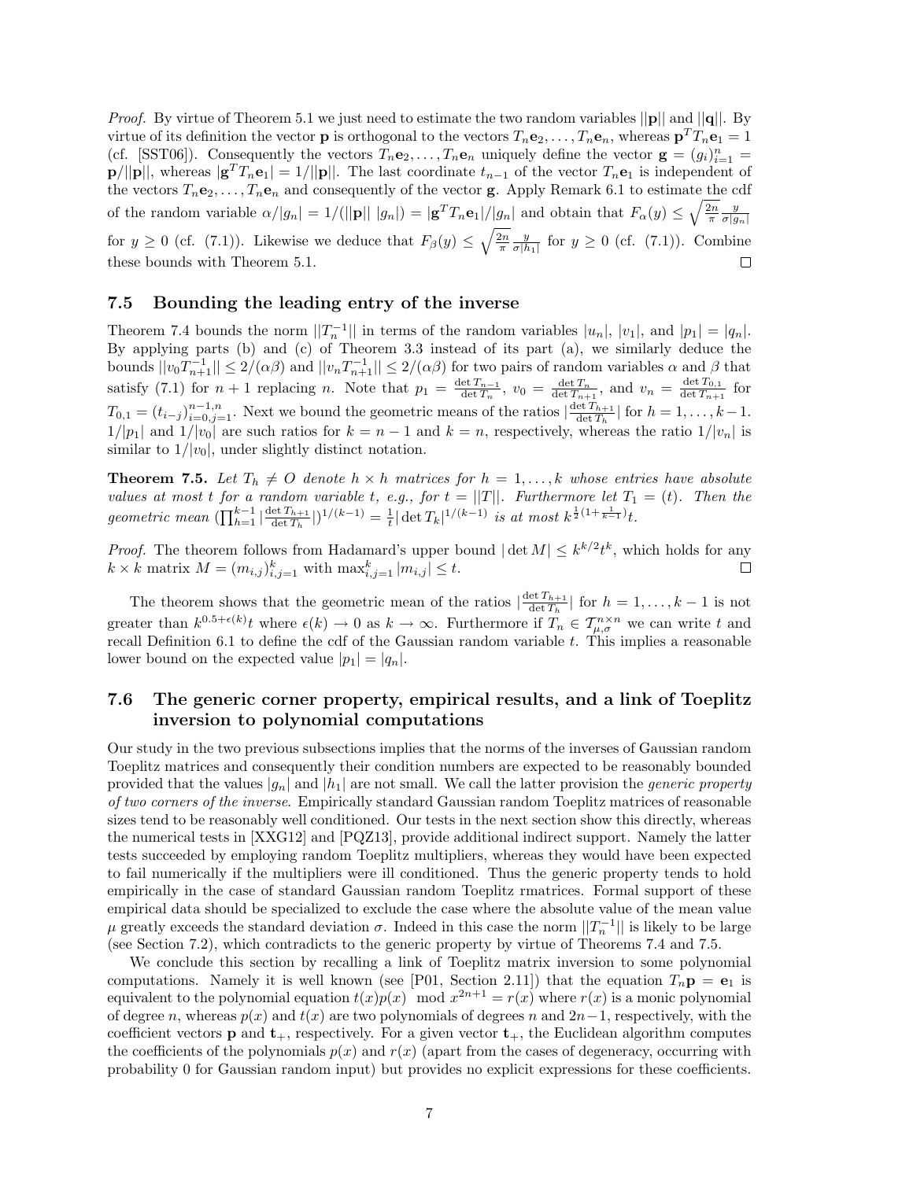*Proof.* By virtue of Theorem 5.1 we just need to estimate the two random variables $||\mathbf{p}||$ and $||\mathbf{q}||$. By virtue of its definition the vector $\mathbf{p}$ is orthogonal to the vectors $T_n\mathbf{e}_2, \dots, T_n\mathbf{e}_n$, whereas $\mathbf{p}^T T_n \mathbf{e}_1 = 1$ (cf. [SST06]). Consequently the vectors $T_n\mathbf{e}_2, \dots, T_n\mathbf{e}_n$ uniquely define the vector $\mathbf{g} = (g_i)_{i=1}^n = \mathbf{p}/||\mathbf{p}||$, whereas $|\mathbf{g}^T T_n \mathbf{e}_1| = 1/||\mathbf{p}||$. The last coordinate $t_{n-1}$ of the vector $T_n\mathbf{e}_1$ is independent of the vectors $T_n\mathbf{e}_2, \dots, T_n\mathbf{e}_n$ and consequently of the vector $\mathbf{g}$. Apply Remark 6.1 to estimate the cdf of the random variable $\alpha/|g_n| = 1/(||\mathbf{p}||\ |g_n|) = |\mathbf{g}^T T_n \mathbf{e}_1|/|g_n|$ and obtain that $F_\alpha(y) \le \sqrt{\frac{2n}{\pi}} \frac{y}{\sigma |g_n|}$ for $y \ge 0$ (cf. (7.1)). Likewise we deduce that $F_\beta(y) \le \sqrt{\frac{2n}{\pi}} \frac{y}{\sigma |h_1|}$ for $y \ge 0$ (cf. (7.1)). Combine these bounds with Theorem 5.1. ☐

### 7.5 Bounding the leading entry of the inverse

Theorem 7.4 bounds the norm $||T_n^{-1}||$ in terms of the random variables $|u_n|$, $|v_1|$, and $|p_1| = |q_n|$. By applying parts (b) and (c) of Theorem 3.3 instead of its part (a), we similarly deduce the bounds $||v_0 T_{n+1}^{-1}|| \le 2/(\alpha\beta)$ and $||v_n T_{n+1}^{-1}|| \le 2/(\alpha\beta)$ for two pairs of random variables $\alpha$ and $\beta$ that satisfy (7.1) for $n+1$ replacing $n$. Note that $p_1 = \frac{\det T_{n-1}}{\det T_n}$, $v_0 = \frac{\det T_n}{\det T_{n+1}}$, and $v_n = \frac{\det T_{0,1}}{\det T_{n+1}}$ for $T_{0,1} = (t_{i-j})_{i=0,j=1}^{n-1,n}$. Next we bound the geometric means of the ratios $|\frac{\det T_{h+1}}{\det T_h}|$ for $h = 1, \dots, k-1$. $1/|p_1|$ and $1/|v_0|$ are such ratios for $k = n-1$ and $k = n$, respectively, whereas the ratio $1/|v_n|$ is similar to $1/|v_0|$, under slightly distinct notation.

**Theorem 7.5.** *Let $T_h \ne O$ denote $h \times h$ matrices for $h = 1, \dots, k$ whose entries have absolute values at most $t$ for a random variable $t$, e.g., for $t = ||T||$. Furthermore let $T_1 = (t)$. Then the geometric mean $(\prod_{h=1}^{k-1} |\frac{\det T_{h+1}}{\det T_h}|)^{1/(k-1)} = \frac{1}{t}|\det T_k|^{1/(k-1)}$ is at most $k^{\frac{1}{2}(1+\frac{1}{k-1})}t$.*

*Proof.* The theorem follows from Hadamard's upper bound $|\det M| \le k^{k/2} t^k$, which holds for any $k \times k$ matrix $M = (m_{i,j})_{i,j=1}^k$ with $\max_{i,j=1}^k |m_{i,j}| \le t$. ☐

The theorem shows that the geometric mean of the ratios $|\frac{\det T_{h+1}}{\det T_h}|$ for $h = 1, \dots, k-1$ is not greater than $k^{0.5+\epsilon(k)}t$ where $\epsilon(k) \to 0$ as $k \to \infty$. Furthermore if $T_n \in \mathcal{T}_{\mu,\sigma}^{n\times n}$ we can write $t$ and recall Definition 6.1 to define the cdf of the Gaussian random variable $t$. This implies a reasonable lower bound on the expected value $|p_1| = |q_n|$.

### 7.6 The generic corner property, empirical results, and a link of Toeplitz inversion to polynomial computations

Our study in the two previous subsections implies that the norms of the inverses of Gaussian random Toeplitz matrices and consequently their condition numbers are expected to be reasonably bounded provided that the values $|g_n|$ and $|h_1|$ are not small. We call the latter provision the *generic property of two corners of the inverse*. Empirically standard Gaussian random Toeplitz matrices of reasonable sizes tend to be reasonably well conditioned. Our tests in the next section show this directly, whereas the numerical tests in [XXG12] and [PQZ13], provide additional indirect support. Namely the latter tests succeeded by employing random Toeplitz multipliers, whereas they would have been expected to fail numerically if the multipliers were ill conditioned. Thus the generic property tends to hold empirically in the case of standard Gaussian random Toeplitz rmatrices. Formal support of these empirical data should be specialized to exclude the case where the absolute value of the mean value $\mu$ greatly exceeds the standard deviation $\sigma$. Indeed in this case the norm $||T_n^{-1}||$ is likely to be large (see Section 7.2), which contradicts to the generic property by virtue of Theorems 7.4 and 7.5.

We conclude this section by recalling a link of Toeplitz matrix inversion to some polynomial computations. Namely it is well known (see [P01, Section 2.11]) that the equation $T_n\mathbf{p} = \mathbf{e}_1$ is equivalent to the polynomial equation $t(x)p(x) \mod x^{2n+1} = r(x)$ where $r(x)$ is a monic polynomial of degree $n$, whereas $p(x)$ and $t(x)$ are two polynomials of degrees $n$ and $2n-1$, respectively, with the coefficient vectors $\mathbf{p}$ and $\mathbf{t}_+$, respectively. For a given vector $\mathbf{t}_+$, the Euclidean algorithm computes the coefficients of the polynomials $p(x)$ and $r(x)$ (apart from the cases of degeneracy, occurring with probability 0 for Gaussian random input) but provides no explicit expressions for these coefficients.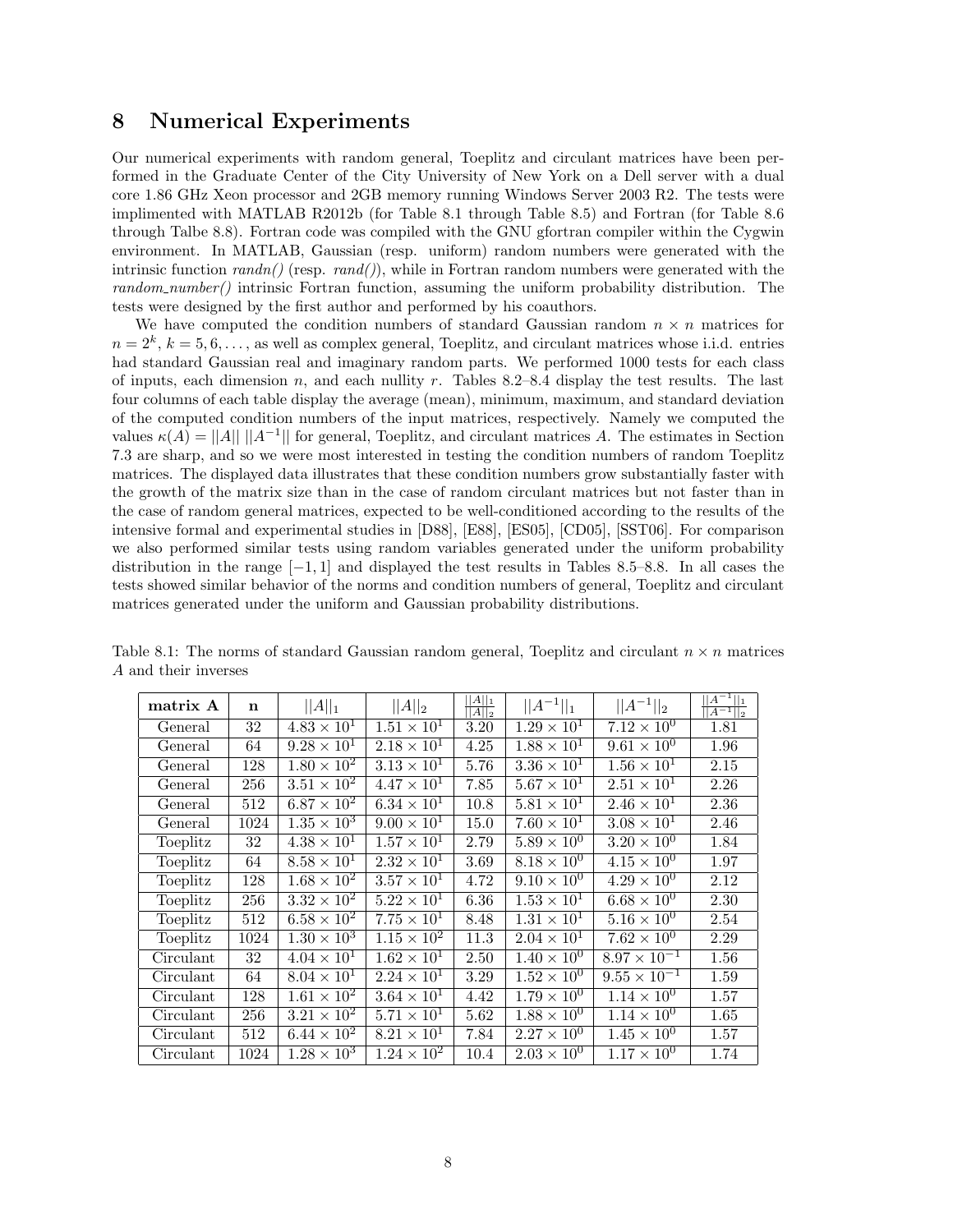# 8 Numerical Experiments

Our numerical experiments with random general, Toeplitz and circulant matrices have been performed in the Graduate Center of the City University of New York on a Dell server with a dual core 1.86 GHz Xeon processor and 2GB memory running Windows Server 2003 R2. The tests were implimented with MATLAB R2012b (for Table 8.1 through Table 8.5) and Fortran (for Table 8.6 through Talbe 8.8). Fortran code was compiled with the GNU gfortran compiler within the Cygwin environment. In MATLAB, Gaussian (resp. uniform) random numbers were generated with the intrinsic function *randn()* (resp. *rand()*), while in Fortran random numbers were generated with the *random_number()* intrinsic Fortran function, assuming the uniform probability distribution. The tests were designed by the first author and performed by his coauthors.

We have computed the condition numbers of standard Gaussian random $n \times n$ matrices for $n = 2^k$, $k = 5, 6, \ldots$, as well as complex general, Toeplitz, and circulant matrices whose i.i.d. entries had standard Gaussian real and imaginary random parts. We performed 1000 tests for each class of inputs, each dimension $n$, and each nullity $r$. Tables 8.2–8.4 display the test results. The last four columns of each table display the average (mean), minimum, maximum, and standard deviation of the computed condition numbers of the input matrices, respectively. Namely we computed the values $\kappa(A) = ||A||\ ||A^{-1}||$ for general, Toeplitz, and circulant matrices $A$. The estimates in Section 7.3 are sharp, and so we were most interested in testing the condition numbers of random Toeplitz matrices. The displayed data illustrates that these condition numbers grow substantially faster with the growth of the matrix size than in the case of random circulant matrices but not faster than in the case of random general matrices, expected to be well-conditioned according to the results of the intensive formal and experimental studies in [D88], [E88], [ES05], [CD05], [SST06]. For comparison we also performed similar tests using random variables generated under the uniform probability distribution in the range $[-1, 1]$ and displayed the test results in Tables 8.5–8.8. In all cases the tests showed similar behavior of the norms and condition numbers of general, Toeplitz and circulant matrices generated under the uniform and Gaussian probability distributions.

Table 8.1: The norms of standard Gaussian random general, Toeplitz and circulant $n \times n$ matrices $A$ and their inverses

| **matrix A** | **n** | $\|\|A\|\|_1$ | $\|\|A\|\|_2$ | $\frac{\|\|A\|\|_1}{\|\|A\|\|_2}$ | $\|\|A^{-1}\|\|_1$ | $\|\|A^{-1}\|\|_2$ | $\frac{\|\|A^{-1}\|\|_1}{\|\|A^{-1}\|\|_2}$ |
|---|---|---|---|---|---|---|---|
| General | 32 | $4.83 \times 10^1$ | $1.51 \times 10^1$ | 3.20 | $1.29 \times 10^1$ | $7.12 \times 10^0$ | 1.81 |
| General | 64 | $9.28 \times 10^1$ | $2.18 \times 10^1$ | 4.25 | $1.88 \times 10^1$ | $9.61 \times 10^0$ | 1.96 |
| General | 128 | $1.80 \times 10^2$ | $3.13 \times 10^1$ | 5.76 | $3.36 \times 10^1$ | $1.56 \times 10^1$ | 2.15 |
| General | 256 | $3.51 \times 10^2$ | $4.47 \times 10^1$ | 7.85 | $5.67 \times 10^1$ | $2.51 \times 10^1$ | 2.26 |
| General | 512 | $6.87 \times 10^2$ | $6.34 \times 10^1$ | 10.8 | $5.81 \times 10^1$ | $2.46 \times 10^1$ | 2.36 |
| General | 1024 | $1.35 \times 10^3$ | $9.00 \times 10^1$ | 15.0 | $7.60 \times 10^1$ | $3.08 \times 10^1$ | 2.46 |
| Toeplitz | 32 | $4.38 \times 10^1$ | $1.57 \times 10^1$ | 2.79 | $5.89 \times 10^0$ | $3.20 \times 10^0$ | 1.84 |
| Toeplitz | 64 | $8.58 \times 10^1$ | $2.32 \times 10^1$ | 3.69 | $8.18 \times 10^0$ | $4.15 \times 10^0$ | 1.97 |
| Toeplitz | 128 | $1.68 \times 10^2$ | $3.57 \times 10^1$ | 4.72 | $9.10 \times 10^0$ | $4.29 \times 10^0$ | 2.12 |
| Toeplitz | 256 | $3.32 \times 10^2$ | $5.22 \times 10^1$ | 6.36 | $1.53 \times 10^1$ | $6.68 \times 10^0$ | 2.30 |
| Toeplitz | 512 | $6.58 \times 10^2$ | $7.75 \times 10^1$ | 8.48 | $1.31 \times 10^1$ | $5.16 \times 10^0$ | 2.54 |
| Toeplitz | 1024 | $1.30 \times 10^3$ | $1.15 \times 10^2$ | 11.3 | $2.04 \times 10^1$ | $7.62 \times 10^0$ | 2.29 |
| Circulant | 32 | $4.04 \times 10^1$ | $1.62 \times 10^1$ | 2.50 | $1.40 \times 10^0$ | $8.97 \times 10^{-1}$ | 1.56 |
| Circulant | 64 | $8.04 \times 10^1$ | $2.24 \times 10^1$ | 3.29 | $1.52 \times 10^0$ | $9.55 \times 10^{-1}$ | 1.59 |
| Circulant | 128 | $1.61 \times 10^2$ | $3.64 \times 10^1$ | 4.42 | $1.79 \times 10^0$ | $1.14 \times 10^0$ | 1.57 |
| Circulant | 256 | $3.21 \times 10^2$ | $5.71 \times 10^1$ | 5.62 | $1.88 \times 10^0$ | $1.14 \times 10^0$ | 1.65 |
| Circulant | 512 | $6.44 \times 10^2$ | $8.21 \times 10^1$ | 7.84 | $2.27 \times 10^0$ | $1.45 \times 10^0$ | 1.57 |
| Circulant | 1024 | $1.28 \times 10^3$ | $1.24 \times 10^2$ | 10.4 | $2.03 \times 10^0$ | $1.17 \times 10^0$ | 1.74 |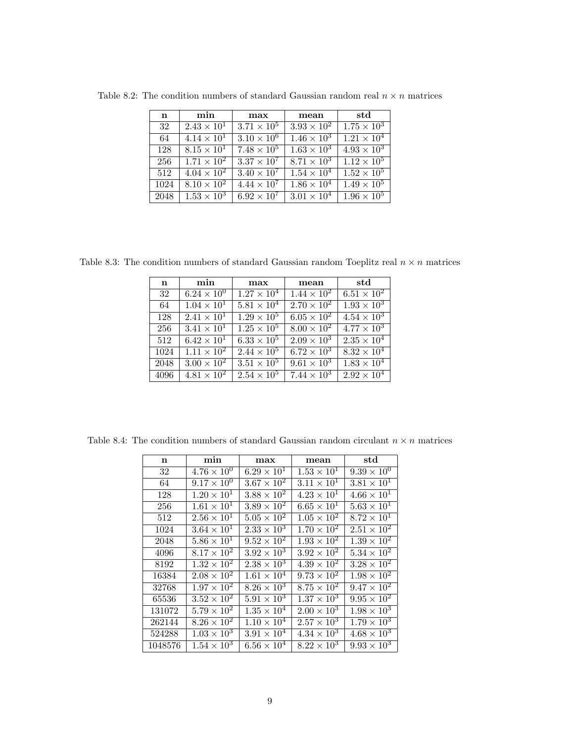Table 8.2: The condition numbers of standard Gaussian random real $n \times n$ matrices

| **n** | **min** | **max** | **mean** | **std** |
|---|---|---|---|---|
| 32 | $2.43 \times 10^1$ | $3.71 \times 10^5$ | $3.93 \times 10^2$ | $1.75 \times 10^3$ |
| 64 | $4.14 \times 10^1$ | $3.10 \times 10^6$ | $1.46 \times 10^3$ | $1.21 \times 10^4$ |
| 128 | $8.15 \times 10^1$ | $7.48 \times 10^5$ | $1.63 \times 10^3$ | $4.93 \times 10^3$ |
| 256 | $1.71 \times 10^2$ | $3.37 \times 10^7$ | $8.71 \times 10^3$ | $1.12 \times 10^5$ |
| 512 | $4.04 \times 10^2$ | $3.40 \times 10^7$ | $1.54 \times 10^4$ | $1.52 \times 10^5$ |
| 1024 | $8.10 \times 10^2$ | $4.44 \times 10^7$ | $1.86 \times 10^4$ | $1.49 \times 10^5$ |
| 2048 | $1.53 \times 10^3$ | $6.92 \times 10^7$ | $3.01 \times 10^4$ | $1.96 \times 10^5$ |

Table 8.3: The condition numbers of standard Gaussian random Toeplitz real $n \times n$ matrices

| **n** | **min** | **max** | **mean** | **std** |
|---|---|---|---|---|
| 32 | $6.24 \times 10^0$ | $1.27 \times 10^4$ | $1.44 \times 10^2$ | $6.51 \times 10^2$ |
| 64 | $1.04 \times 10^1$ | $5.81 \times 10^4$ | $2.70 \times 10^2$ | $1.93 \times 10^3$ |
| 128 | $2.41 \times 10^1$ | $1.29 \times 10^5$ | $6.05 \times 10^2$ | $4.54 \times 10^3$ |
| 256 | $3.41 \times 10^1$ | $1.25 \times 10^5$ | $8.00 \times 10^2$ | $4.77 \times 10^3$ |
| 512 | $6.42 \times 10^1$ | $6.33 \times 10^5$ | $2.09 \times 10^3$ | $2.35 \times 10^4$ |
| 1024 | $1.11 \times 10^2$ | $2.44 \times 10^5$ | $6.72 \times 10^3$ | $8.32 \times 10^4$ |
| 2048 | $3.00 \times 10^2$ | $3.51 \times 10^5$ | $9.61 \times 10^3$ | $1.83 \times 10^4$ |
| 4096 | $4.81 \times 10^2$ | $2.54 \times 10^5$ | $7.44 \times 10^3$ | $2.92 \times 10^4$ |

Table 8.4: The condition numbers of standard Gaussian random circulant $n \times n$ matrices

| **n** | **min** | **max** | **mean** | **std** |
|---|---|---|---|---|
| 32 | $4.76 \times 10^0$ | $6.29 \times 10^1$ | $1.53 \times 10^1$ | $9.39 \times 10^0$ |
| 64 | $9.17 \times 10^0$ | $3.67 \times 10^2$ | $3.11 \times 10^1$ | $3.81 \times 10^1$ |
| 128 | $1.20 \times 10^1$ | $3.88 \times 10^2$ | $4.23 \times 10^1$ | $4.66 \times 10^1$ |
| 256 | $1.61 \times 10^1$ | $3.89 \times 10^2$ | $6.65 \times 10^1$ | $5.63 \times 10^1$ |
| 512 | $2.56 \times 10^1$ | $5.05 \times 10^2$ | $1.05 \times 10^2$ | $8.72 \times 10^1$ |
| 1024 | $3.64 \times 10^1$ | $2.33 \times 10^3$ | $1.70 \times 10^2$ | $2.51 \times 10^2$ |
| 2048 | $5.86 \times 10^1$ | $9.52 \times 10^2$ | $1.93 \times 10^2$ | $1.39 \times 10^2$ |
| 4096 | $8.17 \times 10^2$ | $3.92 \times 10^3$ | $3.92 \times 10^2$ | $5.34 \times 10^2$ |
| 8192 | $1.32 \times 10^2$ | $2.38 \times 10^3$ | $4.39 \times 10^2$ | $3.28 \times 10^2$ |
| 16384 | $2.08 \times 10^2$ | $1.61 \times 10^4$ | $9.73 \times 10^2$ | $1.98 \times 10^2$ |
| 32768 | $1.97 \times 10^2$ | $8.26 \times 10^3$ | $8.75 \times 10^2$ | $9.47 \times 10^2$ |
| 65536 | $3.52 \times 10^2$ | $5.91 \times 10^3$ | $1.37 \times 10^3$ | $9.95 \times 10^2$ |
| 131072 | $5.79 \times 10^2$ | $1.35 \times 10^4$ | $2.00 \times 10^3$ | $1.98 \times 10^3$ |
| 262144 | $8.26 \times 10^2$ | $1.10 \times 10^4$ | $2.57 \times 10^3$ | $1.79 \times 10^3$ |
| 524288 | $1.03 \times 10^3$ | $3.91 \times 10^4$ | $4.34 \times 10^3$ | $4.68 \times 10^3$ |
| 1048576 | $1.54 \times 10^3$ | $6.56 \times 10^4$ | $8.22 \times 10^3$ | $9.93 \times 10^3$ |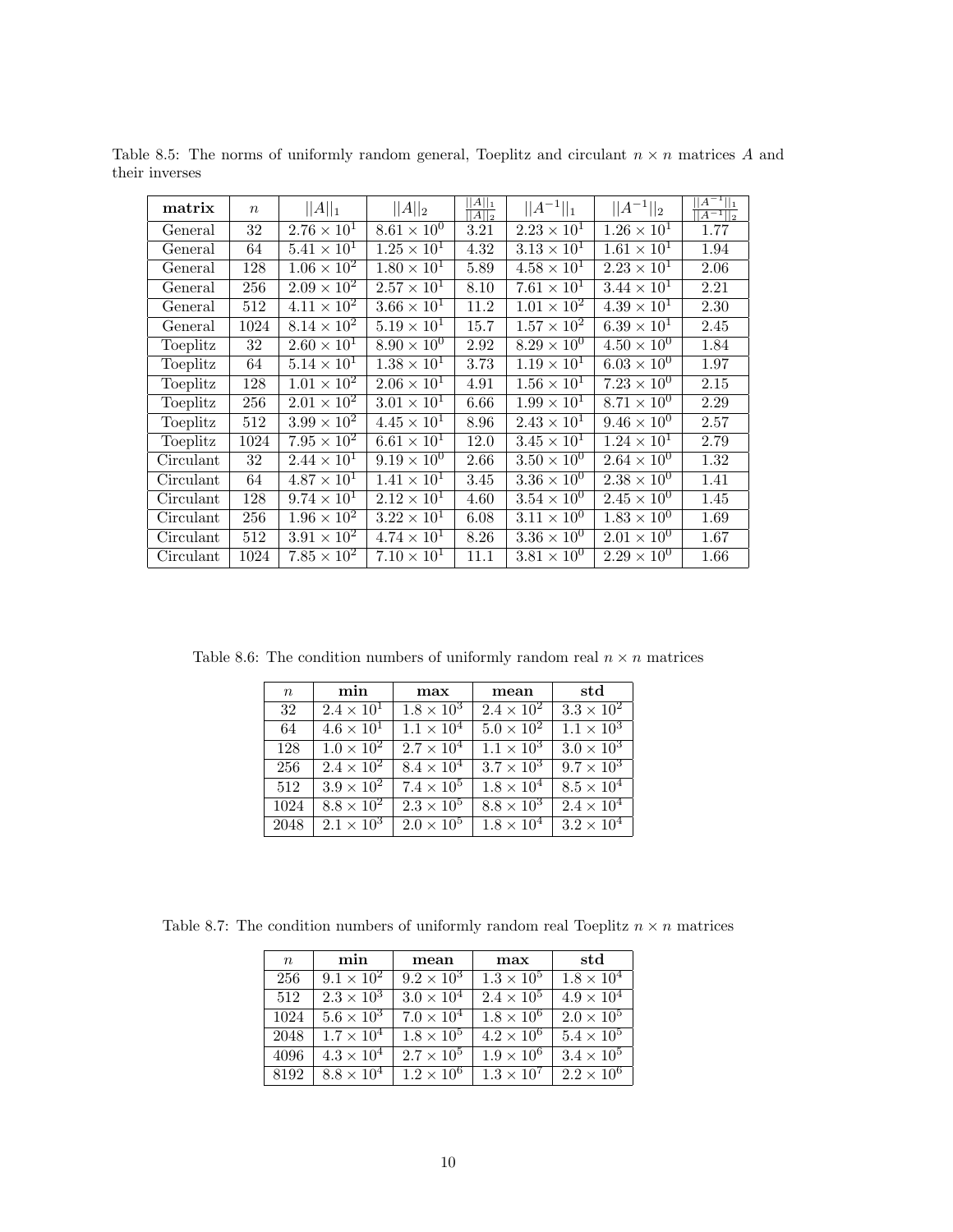Table 8.5: The norms of uniformly random general, Toeplitz and circulant $n \times n$ matrices $A$ and their inverses

| **matrix** | $n$ | $\|\|A\|\|_1$ | $\|\|A\|\|_2$ | $\frac{\|\|A\|\|_1}{\|\|A\|\|_2}$ | $\|\|A^{-1}\|\|_1$ | $\|\|A^{-1}\|\|_2$ | $\frac{\|\|A^{-1}\|\|_1}{\|\|A^{-1}\|\|_2}$ |
|---|---|---|---|---|---|---|---|
| General | 32 | $2.76 \times 10^1$ | $8.61 \times 10^0$ | 3.21 | $2.23 \times 10^1$ | $1.26 \times 10^1$ | 1.77 |
| General | 64 | $5.41 \times 10^1$ | $1.25 \times 10^1$ | 4.32 | $3.13 \times 10^1$ | $1.61 \times 10^1$ | 1.94 |
| General | 128 | $1.06 \times 10^2$ | $1.80 \times 10^1$ | 5.89 | $4.58 \times 10^1$ | $2.23 \times 10^1$ | 2.06 |
| General | 256 | $2.09 \times 10^2$ | $2.57 \times 10^1$ | 8.10 | $7.61 \times 10^1$ | $3.44 \times 10^1$ | 2.21 |
| General | 512 | $4.11 \times 10^2$ | $3.66 \times 10^1$ | 11.2 | $1.01 \times 10^2$ | $4.39 \times 10^1$ | 2.30 |
| General | 1024 | $8.14 \times 10^2$ | $5.19 \times 10^1$ | 15.7 | $1.57 \times 10^2$ | $6.39 \times 10^1$ | 2.45 |
| Toeplitz | 32 | $2.60 \times 10^1$ | $8.90 \times 10^0$ | 2.92 | $8.29 \times 10^0$ | $4.50 \times 10^0$ | 1.84 |
| Toeplitz | 64 | $5.14 \times 10^1$ | $1.38 \times 10^1$ | 3.73 | $1.19 \times 10^1$ | $6.03 \times 10^0$ | 1.97 |
| Toeplitz | 128 | $1.01 \times 10^2$ | $2.06 \times 10^1$ | 4.91 | $1.56 \times 10^1$ | $7.23 \times 10^0$ | 2.15 |
| Toeplitz | 256 | $2.01 \times 10^2$ | $3.01 \times 10^1$ | 6.66 | $1.99 \times 10^1$ | $8.71 \times 10^0$ | 2.29 |
| Toeplitz | 512 | $3.99 \times 10^2$ | $4.45 \times 10^1$ | 8.96 | $2.43 \times 10^1$ | $9.46 \times 10^0$ | 2.57 |
| Toeplitz | 1024 | $7.95 \times 10^2$ | $6.61 \times 10^1$ | 12.0 | $3.45 \times 10^1$ | $1.24 \times 10^1$ | 2.79 |
| Circulant | 32 | $2.44 \times 10^1$ | $9.19 \times 10^0$ | 2.66 | $3.50 \times 10^0$ | $2.64 \times 10^0$ | 1.32 |
| Circulant | 64 | $4.87 \times 10^1$ | $1.41 \times 10^1$ | 3.45 | $3.36 \times 10^0$ | $2.38 \times 10^0$ | 1.41 |
| Circulant | 128 | $9.74 \times 10^1$ | $2.12 \times 10^1$ | 4.60 | $3.54 \times 10^0$ | $2.45 \times 10^0$ | 1.45 |
| Circulant | 256 | $1.96 \times 10^2$ | $3.22 \times 10^1$ | 6.08 | $3.11 \times 10^0$ | $1.83 \times 10^0$ | 1.69 |
| Circulant | 512 | $3.91 \times 10^2$ | $4.74 \times 10^1$ | 8.26 | $3.36 \times 10^0$ | $2.01 \times 10^0$ | 1.67 |
| Circulant | 1024 | $7.85 \times 10^2$ | $7.10 \times 10^1$ | 11.1 | $3.81 \times 10^0$ | $2.29 \times 10^0$ | 1.66 |

Table 8.6: The condition numbers of uniformly random real $n \times n$ matrices

| $n$ | **min** | **max** | **mean** | **std** |
|---|---|---|---|---|
| 32 | $2.4 \times 10^1$ | $1.8 \times 10^3$ | $2.4 \times 10^2$ | $3.3 \times 10^2$ |
| 64 | $4.6 \times 10^1$ | $1.1 \times 10^4$ | $5.0 \times 10^2$ | $1.1 \times 10^3$ |
| 128 | $1.0 \times 10^2$ | $2.7 \times 10^4$ | $1.1 \times 10^3$ | $3.0 \times 10^3$ |
| 256 | $2.4 \times 10^2$ | $8.4 \times 10^4$ | $3.7 \times 10^3$ | $9.7 \times 10^3$ |
| 512 | $3.9 \times 10^2$ | $7.4 \times 10^5$ | $1.8 \times 10^4$ | $8.5 \times 10^4$ |
| 1024 | $8.8 \times 10^2$ | $2.3 \times 10^5$ | $8.8 \times 10^3$ | $2.4 \times 10^4$ |
| 2048 | $2.1 \times 10^3$ | $2.0 \times 10^5$ | $1.8 \times 10^4$ | $3.2 \times 10^4$ |

Table 8.7: The condition numbers of uniformly random real Toeplitz $n \times n$ matrices

| $n$ | **min** | **mean** | **max** | **std** |
|---|---|---|---|---|
| 256 | $9.1 \times 10^2$ | $9.2 \times 10^3$ | $1.3 \times 10^5$ | $1.8 \times 10^4$ |
| 512 | $2.3 \times 10^3$ | $3.0 \times 10^4$ | $2.4 \times 10^5$ | $4.9 \times 10^4$ |
| 1024 | $5.6 \times 10^3$ | $7.0 \times 10^4$ | $1.8 \times 10^6$ | $2.0 \times 10^5$ |
| 2048 | $1.7 \times 10^4$ | $1.8 \times 10^5$ | $4.2 \times 10^6$ | $5.4 \times 10^5$ |
| 4096 | $4.3 \times 10^4$ | $2.7 \times 10^5$ | $1.9 \times 10^6$ | $3.4 \times 10^5$ |
| 8192 | $8.8 \times 10^4$ | $1.2 \times 10^6$ | $1.3 \times 10^7$ | $2.2 \times 10^6$ |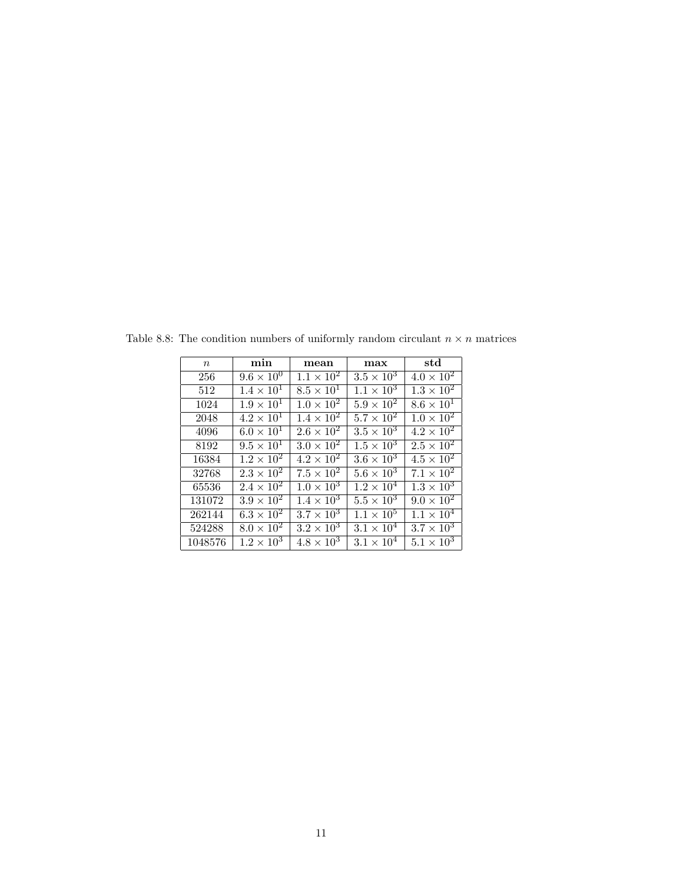Table 8.8: The condition numbers of uniformly random circulant $n \times n$ matrices

| $n$ | **min** | **mean** | **max** | **std** |
|---|---|---|---|---|
| 256 | $9.6 \times 10^0$ | $1.1 \times 10^2$ | $3.5 \times 10^3$ | $4.0 \times 10^2$ |
| 512 | $1.4 \times 10^1$ | $8.5 \times 10^1$ | $1.1 \times 10^3$ | $1.3 \times 10^2$ |
| 1024 | $1.9 \times 10^1$ | $1.0 \times 10^2$ | $5.9 \times 10^2$ | $8.6 \times 10^1$ |
| 2048 | $4.2 \times 10^1$ | $1.4 \times 10^2$ | $5.7 \times 10^2$ | $1.0 \times 10^2$ |
| 4096 | $6.0 \times 10^1$ | $2.6 \times 10^2$ | $3.5 \times 10^3$ | $4.2 \times 10^2$ |
| 8192 | $9.5 \times 10^1$ | $3.0 \times 10^2$ | $1.5 \times 10^3$ | $2.5 \times 10^2$ |
| 16384 | $1.2 \times 10^2$ | $4.2 \times 10^2$ | $3.6 \times 10^3$ | $4.5 \times 10^2$ |
| 32768 | $2.3 \times 10^2$ | $7.5 \times 10^2$ | $5.6 \times 10^3$ | $7.1 \times 10^2$ |
| 65536 | $2.4 \times 10^2$ | $1.0 \times 10^3$ | $1.2 \times 10^4$ | $1.3 \times 10^3$ |
| 131072 | $3.9 \times 10^2$ | $1.4 \times 10^3$ | $5.5 \times 10^3$ | $9.0 \times 10^2$ |
| 262144 | $6.3 \times 10^2$ | $3.7 \times 10^3$ | $1.1 \times 10^5$ | $1.1 \times 10^4$ |
| 524288 | $8.0 \times 10^2$ | $3.2 \times 10^3$ | $3.1 \times 10^4$ | $3.7 \times 10^3$ |
| 1048576 | $1.2 \times 10^3$ | $4.8 \times 10^3$ | $3.1 \times 10^4$ | $5.1 \times 10^3$ |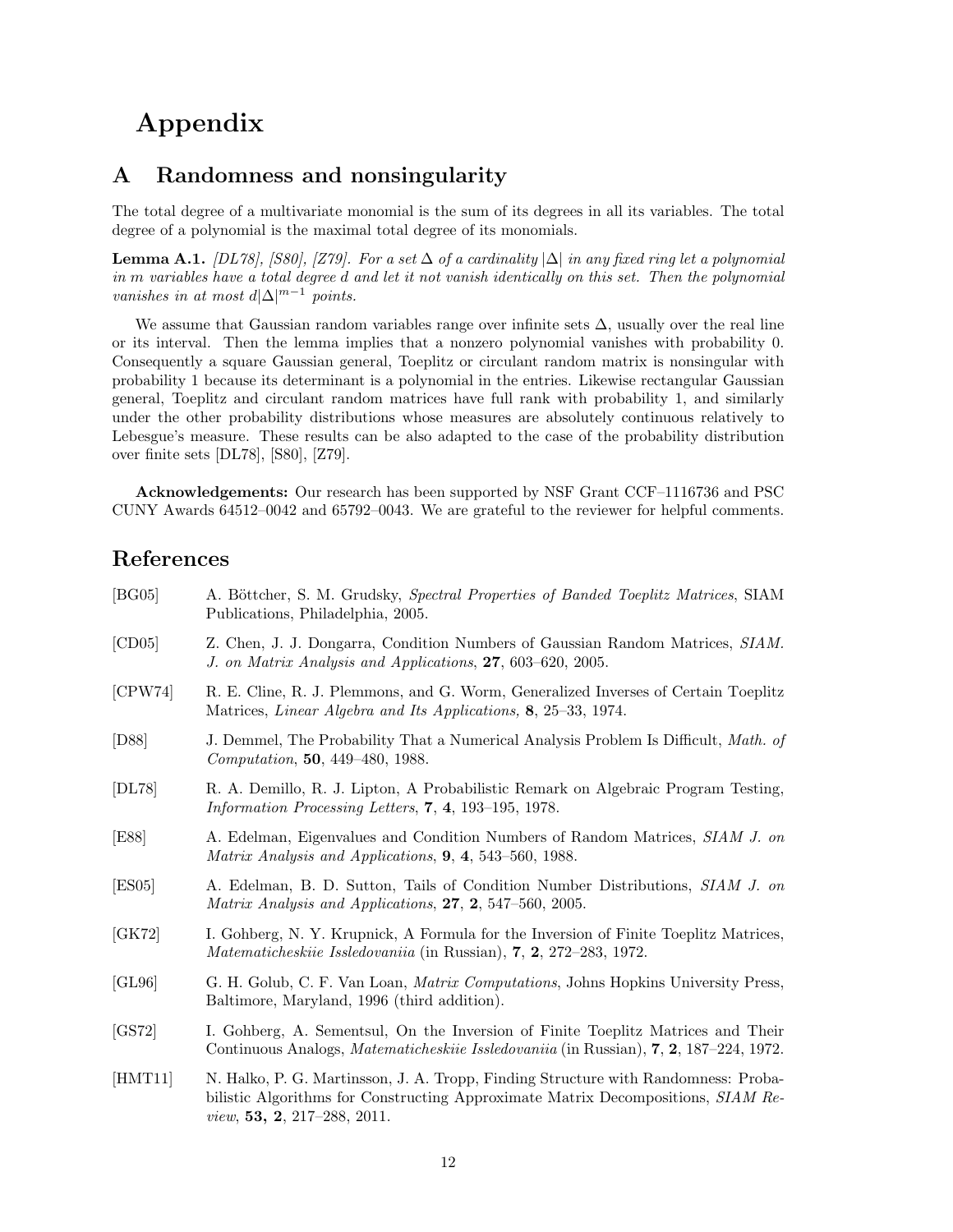# Appendix

## A Randomness and nonsingularity

The total degree of a multivariate monomial is the sum of its degrees in all its variables. The total degree of a polynomial is the maximal total degree of its monomials.

**Lemma A.1.** *[DL78], [S80], [Z79]. For a set $\Delta$ of a cardinality $|\Delta|$ in any fixed ring let a polynomial in $m$ variables have a total degree $d$ and let it not vanish identically on this set. Then the polynomial vanishes in at most $d|\Delta|^{m-1}$ points.*

We assume that Gaussian random variables range over infinite sets $\Delta$, usually over the real line or its interval. Then the lemma implies that a nonzero polynomial vanishes with probability 0. Consequently a square Gaussian general, Toeplitz or circulant random matrix is nonsingular with probability 1 because its determinant is a polynomial in the entries. Likewise rectangular Gaussian general, Toeplitz and circulant random matrices have full rank with probability 1, and similarly under the other probability distributions whose measures are absolutely continuous relatively to Lebesgue's measure. These results can be also adapted to the case of the probability distribution over finite sets [DL78], [S80], [Z79].

**Acknowledgements:** Our research has been supported by NSF Grant CCF–1116736 and PSC CUNY Awards 64512–0042 and 65792–0043. We are grateful to the reviewer for helpful comments.

# References

[BG05] A. Böttcher, S. M. Grudsky, *Spectral Properties of Banded Toeplitz Matrices*, SIAM Publications, Philadelphia, 2005.

[CD05] Z. Chen, J. J. Dongarra, Condition Numbers of Gaussian Random Matrices, *SIAM. J. on Matrix Analysis and Applications*, **27**, 603–620, 2005.

[CPW74] R. E. Cline, R. J. Plemmons, and G. Worm, Generalized Inverses of Certain Toeplitz Matrices, *Linear Algebra and Its Applications,* **8**, 25–33, 1974.

[D88] J. Demmel, The Probability That a Numerical Analysis Problem Is Difficult, *Math. of Computation*, **50**, 449–480, 1988.

[DL78] R. A. Demillo, R. J. Lipton, A Probabilistic Remark on Algebraic Program Testing, *Information Processing Letters*, **7**, **4**, 193–195, 1978.

[E88] A. Edelman, Eigenvalues and Condition Numbers of Random Matrices, *SIAM J. on Matrix Analysis and Applications*, **9**, **4**, 543–560, 1988.

[ES05] A. Edelman, B. D. Sutton, Tails of Condition Number Distributions, *SIAM J. on Matrix Analysis and Applications*, **27**, **2**, 547–560, 2005.

[GK72] I. Gohberg, N. Y. Krupnick, A Formula for the Inversion of Finite Toeplitz Matrices, *Matematicheskiie Issledovaniia* (in Russian), **7**, **2**, 272–283, 1972.

[GL96] G. H. Golub, C. F. Van Loan, *Matrix Computations*, Johns Hopkins University Press, Baltimore, Maryland, 1996 (third addition).

[GS72] I. Gohberg, A. Sementsul, On the Inversion of Finite Toeplitz Matrices and Their Continuous Analogs, *Matematicheskiie Issledovaniia* (in Russian), **7**, **2**, 187–224, 1972.

[HMT11] N. Halko, P. G. Martinsson, J. A. Tropp, Finding Structure with Randomness: Probabilistic Algorithms for Constructing Approximate Matrix Decompositions, *SIAM Review*, **53, 2**, 217–288, 2011.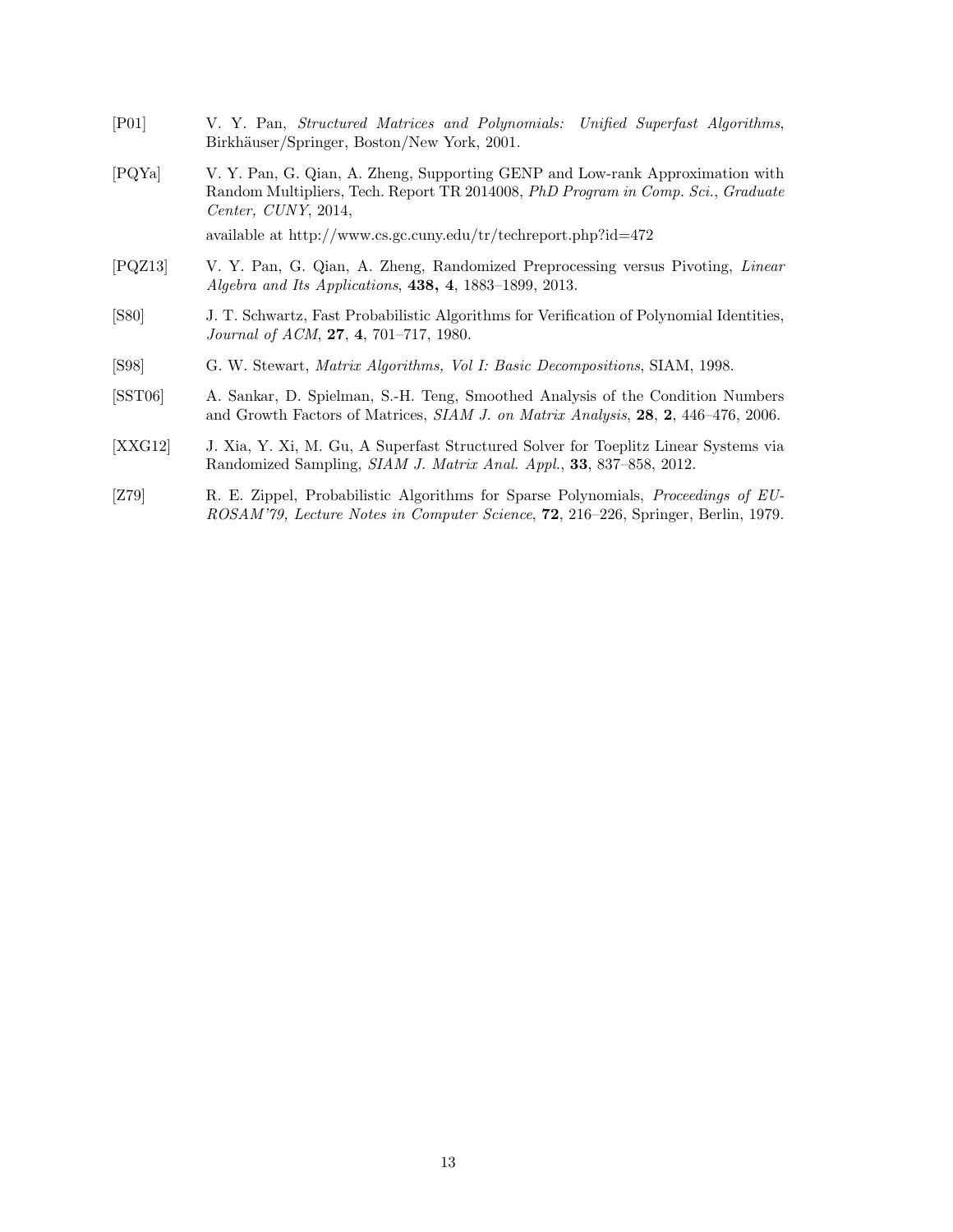[P01] V. Y. Pan, *Structured Matrices and Polynomials: Unified Superfast Algorithms*, Birkhäuser/Springer, Boston/New York, 2001.

[PQYa] V. Y. Pan, G. Qian, A. Zheng, Supporting GENP and Low-rank Approximation with Random Multipliers, Tech. Report TR 2014008, *PhD Program in Comp. Sci., Graduate Center, CUNY*, 2014,

available at http://www.cs.gc.cuny.edu/tr/techreport.php?id=472

[PQZ13] V. Y. Pan, G. Qian, A. Zheng, Randomized Preprocessing versus Pivoting, *Linear Algebra and Its Applications*, **438, 4**, 1883–1899, 2013.

[S80] J. T. Schwartz, Fast Probabilistic Algorithms for Verification of Polynomial Identities, *Journal of ACM*, **27**, **4**, 701–717, 1980.

[S98] G. W. Stewart, *Matrix Algorithms, Vol I: Basic Decompositions*, SIAM, 1998.

[SST06] A. Sankar, D. Spielman, S.-H. Teng, Smoothed Analysis of the Condition Numbers and Growth Factors of Matrices, *SIAM J. on Matrix Analysis*, **28**, **2**, 446–476, 2006.

[XXG12] J. Xia, Y. Xi, M. Gu, A Superfast Structured Solver for Toeplitz Linear Systems via Randomized Sampling, *SIAM J. Matrix Anal. Appl.*, **33**, 837–858, 2012.

[Z79] R. E. Zippel, Probabilistic Algorithms for Sparse Polynomials, *Proceedings of EUROSAM'79, Lecture Notes in Computer Science*, **72**, 216–226, Springer, Berlin, 1979.